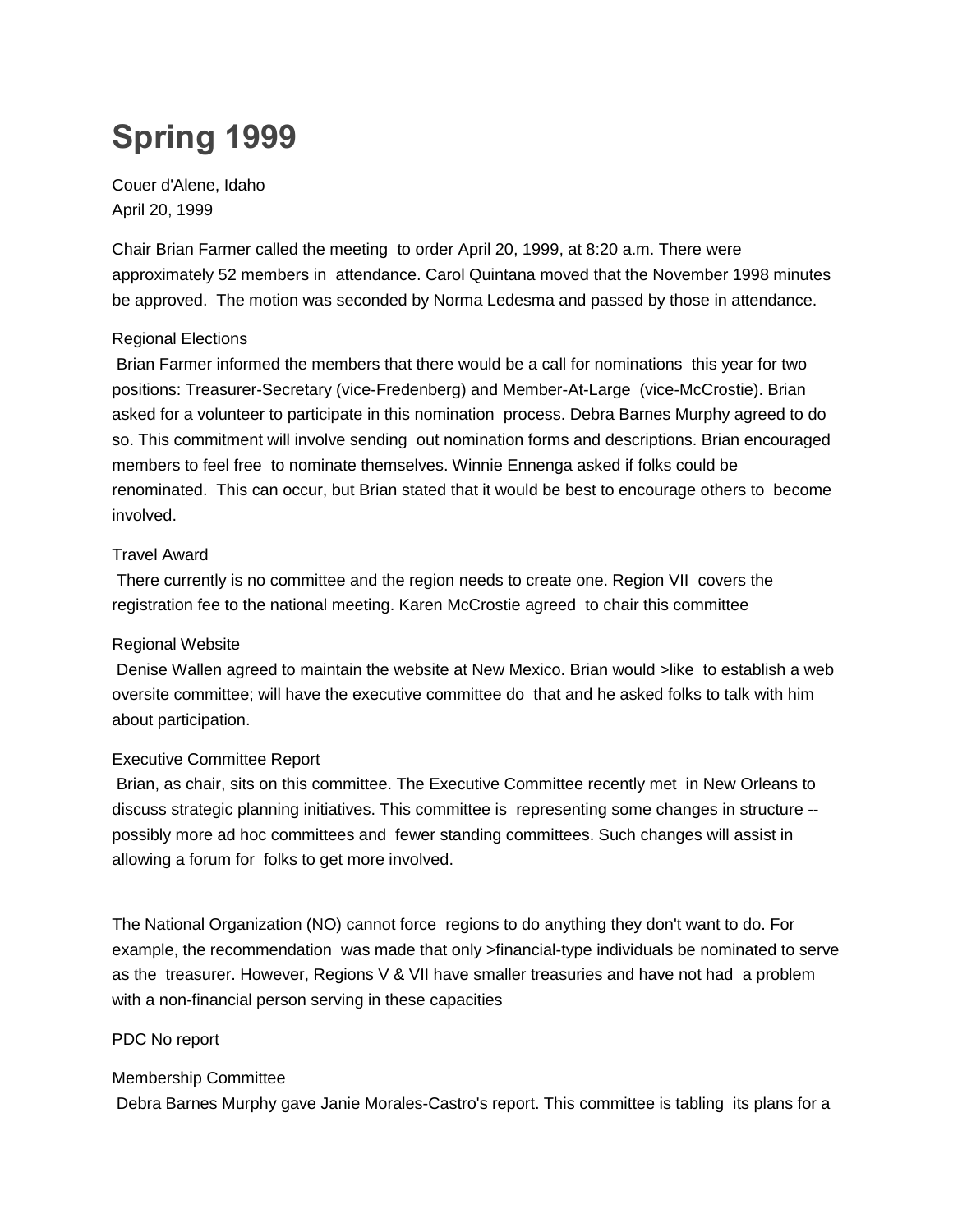# Spring 1999

Couer d'Alene, Idaho
April 20, 1999

Chair Brian Farmer called the meeting to order April 20, 1999, at 8:20 a.m. There were approximately 52 members in attendance. Carol Quintana moved that the November 1998 minutes be approved. The motion was seconded by Norma Ledesma and passed by those in attendance.

Regional Elections
Brian Farmer informed the members that there would be a call for nominations this year for two positions: Treasurer-Secretary (vice-Fredenberg) and Member-At-Large (vice-McCrostie). Brian asked for a volunteer to participate in this nomination process. Debra Barnes Murphy agreed to do so. This commitment will involve sending out nomination forms and descriptions. Brian encouraged members to feel free to nominate themselves. Winnie Ennenga asked if folks could be renominated. This can occur, but Brian stated that it would be best to encourage others to become involved.

Travel Award
There currently is no committee and the region needs to create one. Region VII covers the registration fee to the national meeting. Karen McCrostie agreed to chair this committee

Regional Website
Denise Wallen agreed to maintain the website at New Mexico. Brian would >like to establish a web oversite committee; will have the executive committee do that and he asked folks to talk with him about participation.

Executive Committee Report
Brian, as chair, sits on this committee. The Executive Committee recently met in New Orleans to discuss strategic planning initiatives. This committee is representing some changes in structure -- possibly more ad hoc committees and fewer standing committees. Such changes will assist in allowing a forum for folks to get more involved.

The National Organization (NO) cannot force regions to do anything they don't want to do. For example, the recommendation was made that only >financial-type individuals be nominated to serve as the treasurer. However, Regions V & VII have smaller treasuries and have not had a problem with a non-financial person serving in these capacities

PDC No report

Membership Committee
Debra Barnes Murphy gave Janie Morales-Castro's report. This committee is tabling its plans for a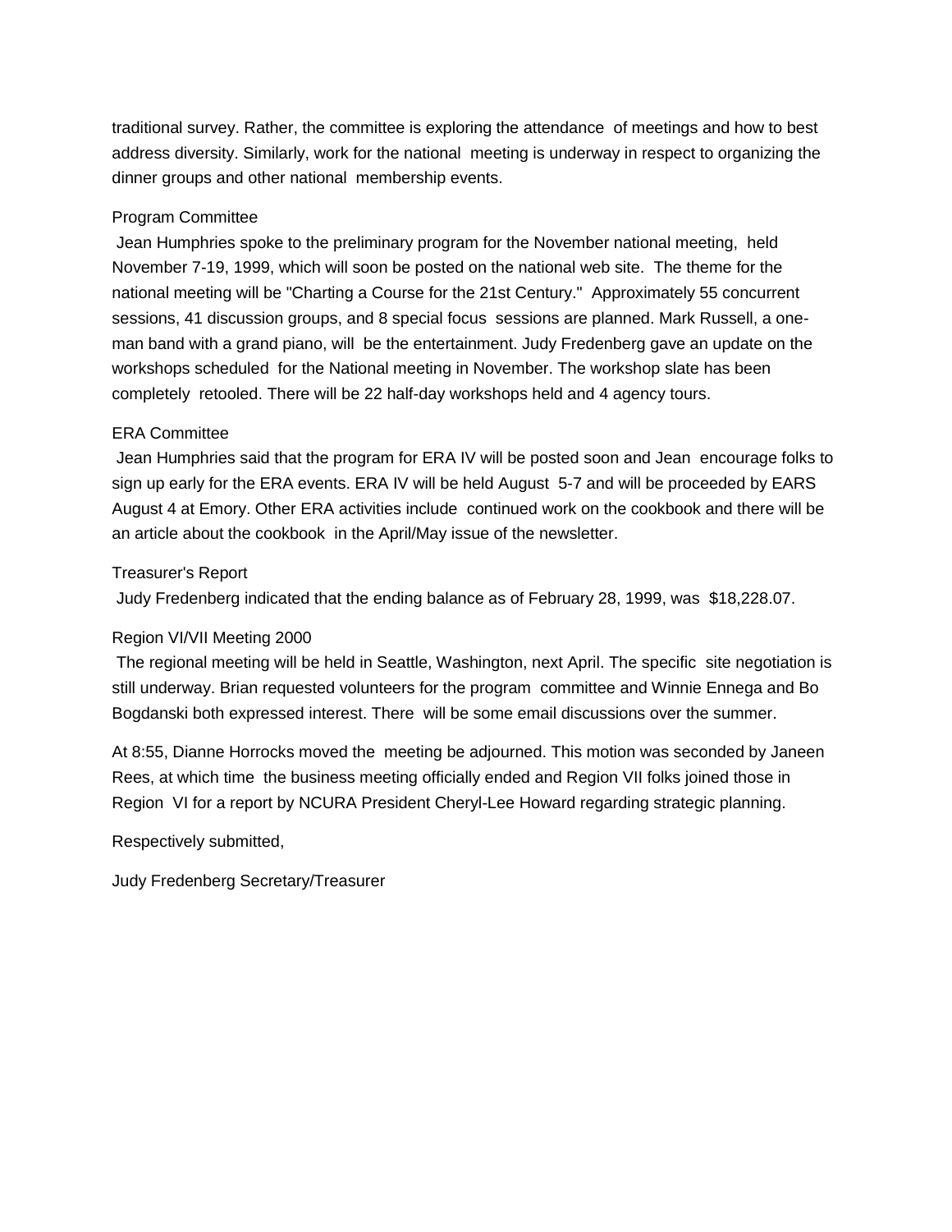traditional survey. Rather, the committee is exploring the attendance of meetings and how to best address diversity. Similarly, work for the national meeting is underway in respect to organizing the dinner groups and other national membership events.

### Program Committee

Jean Humphries spoke to the preliminary program for the November national meeting, held November 7-19, 1999, which will soon be posted on the national web site. The theme for the national meeting will be "Charting a Course for the 21st Century." Approximately 55 concurrent sessions, 41 discussion groups, and 8 special focus sessions are planned. Mark Russell, a one-man band with a grand piano, will be the entertainment. Judy Fredenberg gave an update on the workshops scheduled for the National meeting in November. The workshop slate has been completely retooled. There will be 22 half-day workshops held and 4 agency tours.

### ERA Committee

Jean Humphries said that the program for ERA IV will be posted soon and Jean encourage folks to sign up early for the ERA events. ERA IV will be held August 5-7 and will be proceeded by EARS August 4 at Emory. Other ERA activities include continued work on the cookbook and there will be an article about the cookbook in the April/May issue of the newsletter.

### Treasurer's Report

Judy Fredenberg indicated that the ending balance as of February 28, 1999, was $18,228.07.

### Region VI/VII Meeting 2000

The regional meeting will be held in Seattle, Washington, next April. The specific site negotiation is still underway. Brian requested volunteers for the program committee and Winnie Ennega and Bo Bogdanski both expressed interest. There will be some email discussions over the summer.

At 8:55, Dianne Horrocks moved the meeting be adjourned. This motion was seconded by Janeen Rees, at which time the business meeting officially ended and Region VII folks joined those in Region VI for a report by NCURA President Cheryl-Lee Howard regarding strategic planning.

Respectively submitted,

Judy Fredenberg Secretary/Treasurer